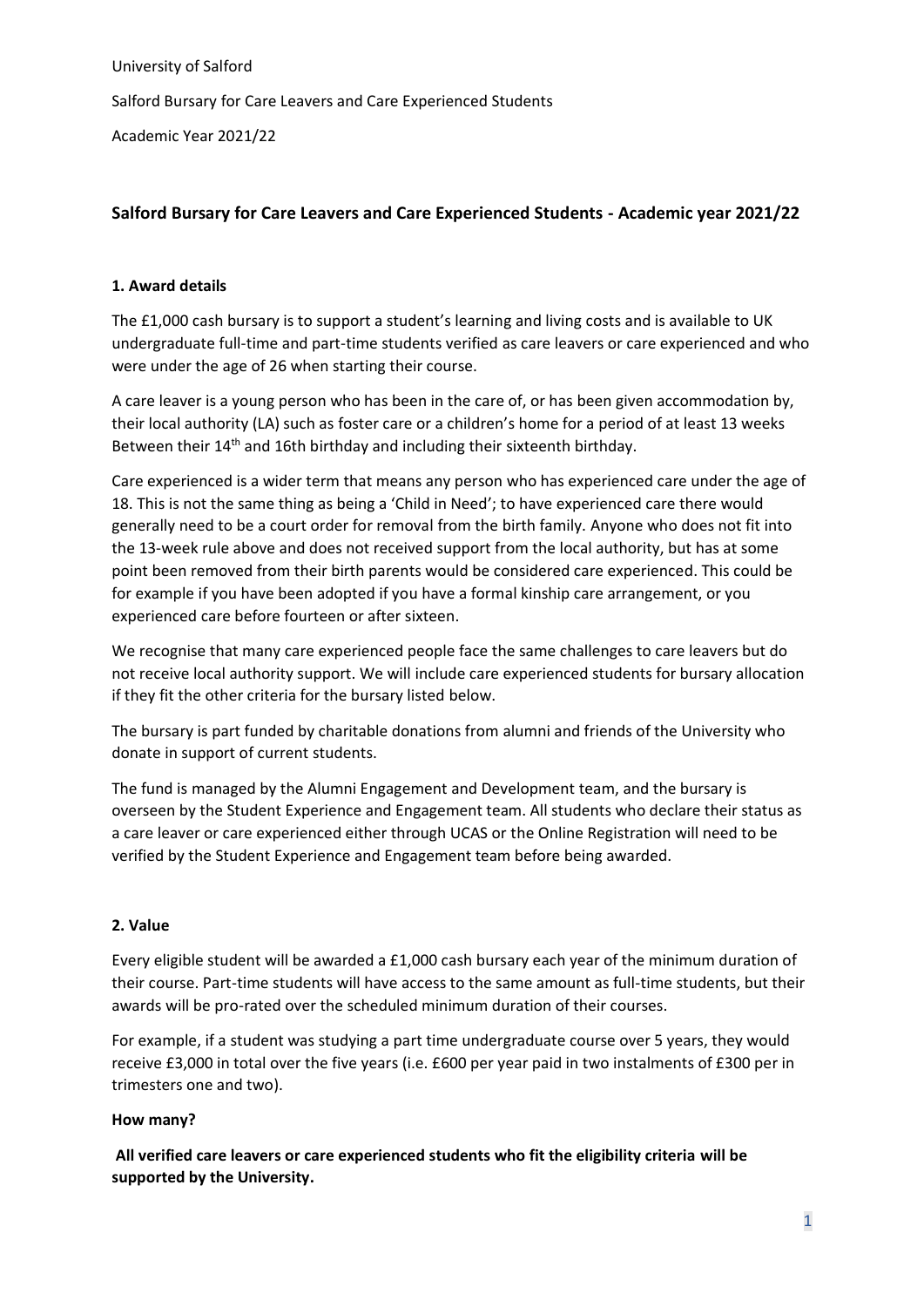University of Salford

Salford Bursary for Care Leavers and Care Experienced Students

Academic Year 2021/22

## Salford Bursary for Care Leavers and Care Experienced Students - Academic year 2021/22

### 1. Award details

The £1,000 cash bursary is to support a student's learning and living costs and is available to UK undergraduate full-time and part-time students verified as care leavers or care experienced and who were under the age of 26 when starting their course.

A care leaver is a young person who has been in the care of, or has been given accommodation by, their local authority (LA) such as foster care or a children's home for a period of at least 13 weeks Between their 14th and 16th birthday and including their sixteenth birthday.

Care experienced is a wider term that means any person who has experienced care under the age of 18. This is not the same thing as being a 'Child in Need'; to have experienced care there would generally need to be a court order for removal from the birth family. Anyone who does not fit into the 13-week rule above and does not received support from the local authority, but has at some point been removed from their birth parents would be considered care experienced. This could be for example if you have been adopted if you have a formal kinship care arrangement, or you experienced care before fourteen or after sixteen.

We recognise that many care experienced people face the same challenges to care leavers but do not receive local authority support. We will include care experienced students for bursary allocation if they fit the other criteria for the bursary listed below.

The bursary is part funded by charitable donations from alumni and friends of the University who donate in support of current students.

The fund is managed by the Alumni Engagement and Development team, and the bursary is overseen by the Student Experience and Engagement team. All students who declare their status as a care leaver or care experienced either through UCAS or the Online Registration will need to be verified by the Student Experience and Engagement team before being awarded.

### 2. Value

Every eligible student will be awarded a £1,000 cash bursary each year of the minimum duration of their course. Part-time students will have access to the same amount as full-time students, but their awards will be pro-rated over the scheduled minimum duration of their courses.

For example, if a student was studying a part time undergraduate course over 5 years, they would receive £3,000 in total over the five years (i.e. £600 per year paid in two instalments of £300 per in trimesters one and two).

**How many?**

**All verified care leavers or care experienced students who fit the eligibility criteria will be supported by the University.**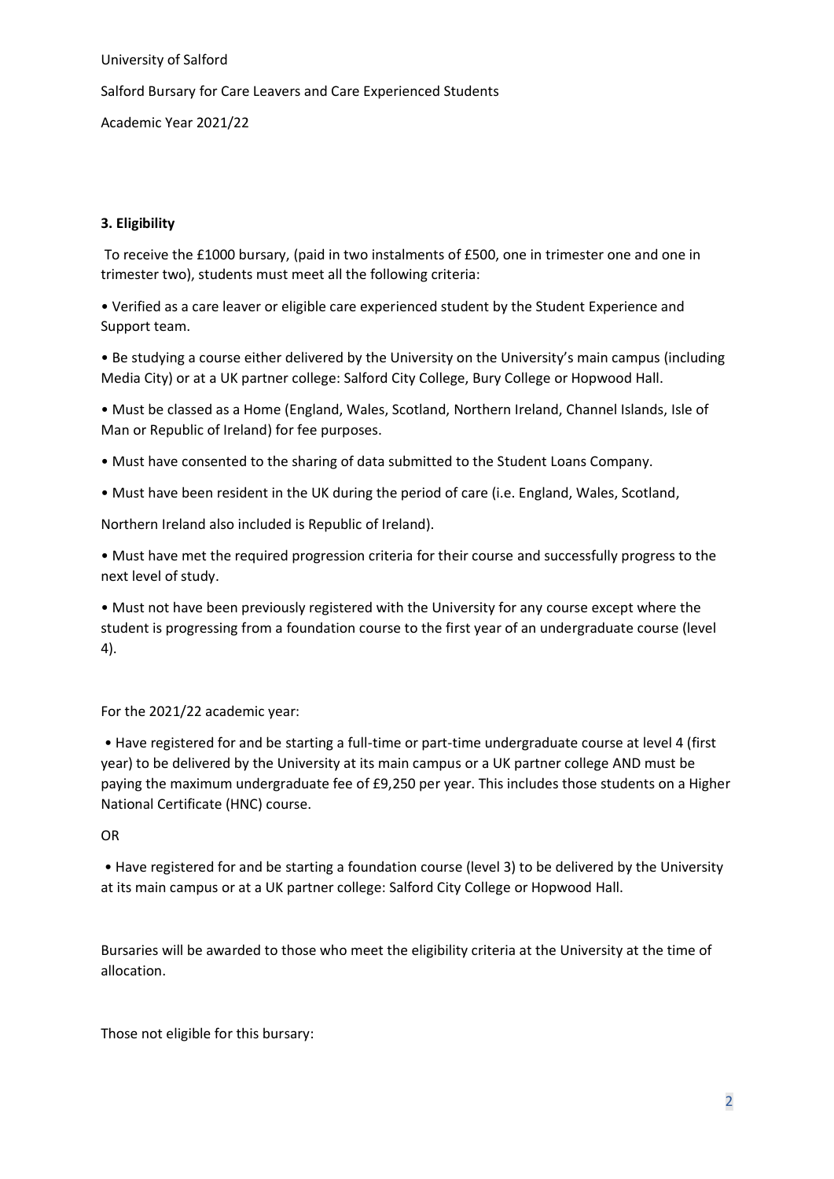University of Salford

Salford Bursary for Care Leavers and Care Experienced Students

Academic Year 2021/22

### 3. Eligibility

To receive the £1000 bursary, (paid in two instalments of £500, one in trimester one and one in trimester two), students must meet all the following criteria:

- Verified as a care leaver or eligible care experienced student by the Student Experience and Support team.
- Be studying a course either delivered by the University on the University's main campus (including Media City) or at a UK partner college: Salford City College, Bury College or Hopwood Hall.
- Must be classed as a Home (England, Wales, Scotland, Northern Ireland, Channel Islands, Isle of Man or Republic of Ireland) for fee purposes.
- Must have consented to the sharing of data submitted to the Student Loans Company.
- Must have been resident in the UK during the period of care (i.e. England, Wales, Scotland, Northern Ireland also included is Republic of Ireland).
- Must have met the required progression criteria for their course and successfully progress to the next level of study.
- Must not have been previously registered with the University for any course except where the student is progressing from a foundation course to the first year of an undergraduate course (level 4).

For the 2021/22 academic year:

- Have registered for and be starting a full-time or part-time undergraduate course at level 4 (first year) to be delivered by the University at its main campus or a UK partner college AND must be paying the maximum undergraduate fee of £9,250 per year. This includes those students on a Higher National Certificate (HNC) course.

OR

- Have registered for and be starting a foundation course (level 3) to be delivered by the University at its main campus or at a UK partner college: Salford City College or Hopwood Hall.

Bursaries will be awarded to those who meet the eligibility criteria at the University at the time of allocation.

Those not eligible for this bursary: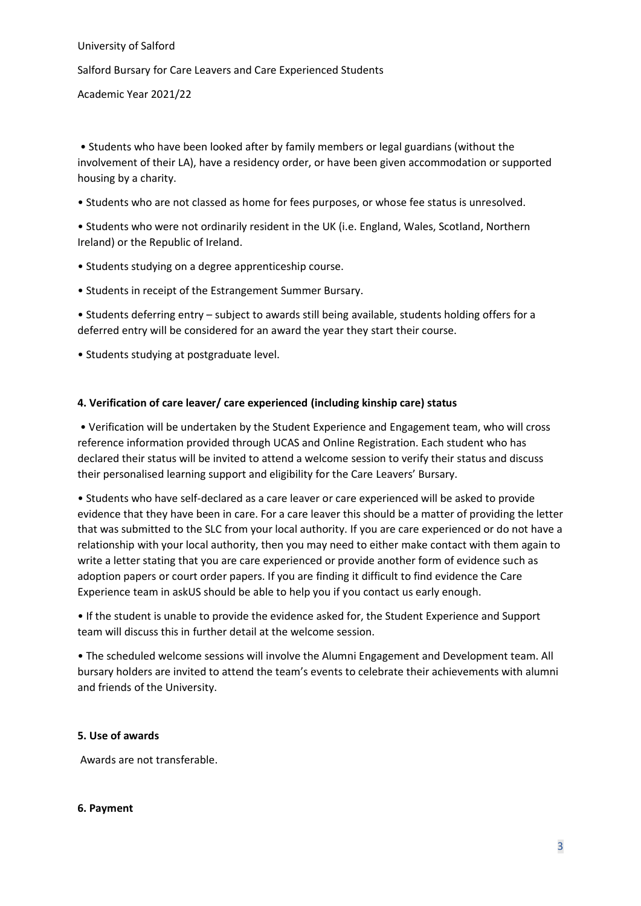- Students who have been looked after by family members or legal guardians (without the involvement of their LA), have a residency order, or have been given accommodation or supported housing by a charity.
- Students who are not classed as home for fees purposes, or whose fee status is unresolved.
- Students who were not ordinarily resident in the UK (i.e. England, Wales, Scotland, Northern Ireland) or the Republic of Ireland.
- Students studying on a degree apprenticeship course.
- Students in receipt of the Estrangement Summer Bursary.
- Students deferring entry – subject to awards still being available, students holding offers for a deferred entry will be considered for an award the year they start their course.
- Students studying at postgraduate level.

**4. Verification of care leaver/ care experienced (including kinship care) status**

- Verification will be undertaken by the Student Experience and Engagement team, who will cross reference information provided through UCAS and Online Registration. Each student who has declared their status will be invited to attend a welcome session to verify their status and discuss their personalised learning support and eligibility for the Care Leavers' Bursary.
- Students who have self-declared as a care leaver or care experienced will be asked to provide evidence that they have been in care. For a care leaver this should be a matter of providing the letter that was submitted to the SLC from your local authority. If you are care experienced or do not have a relationship with your local authority, then you may need to either make contact with them again to write a letter stating that you are care experienced or provide another form of evidence such as adoption papers or court order papers. If you are finding it difficult to find evidence the Care Experience team in askUS should be able to help you if you contact us early enough.
- If the student is unable to provide the evidence asked for, the Student Experience and Support team will discuss this in further detail at the welcome session.
- The scheduled welcome sessions will involve the Alumni Engagement and Development team. All bursary holders are invited to attend the team's events to celebrate their achievements with alumni and friends of the University.

**5. Use of awards**

Awards are not transferable.

**6. Payment**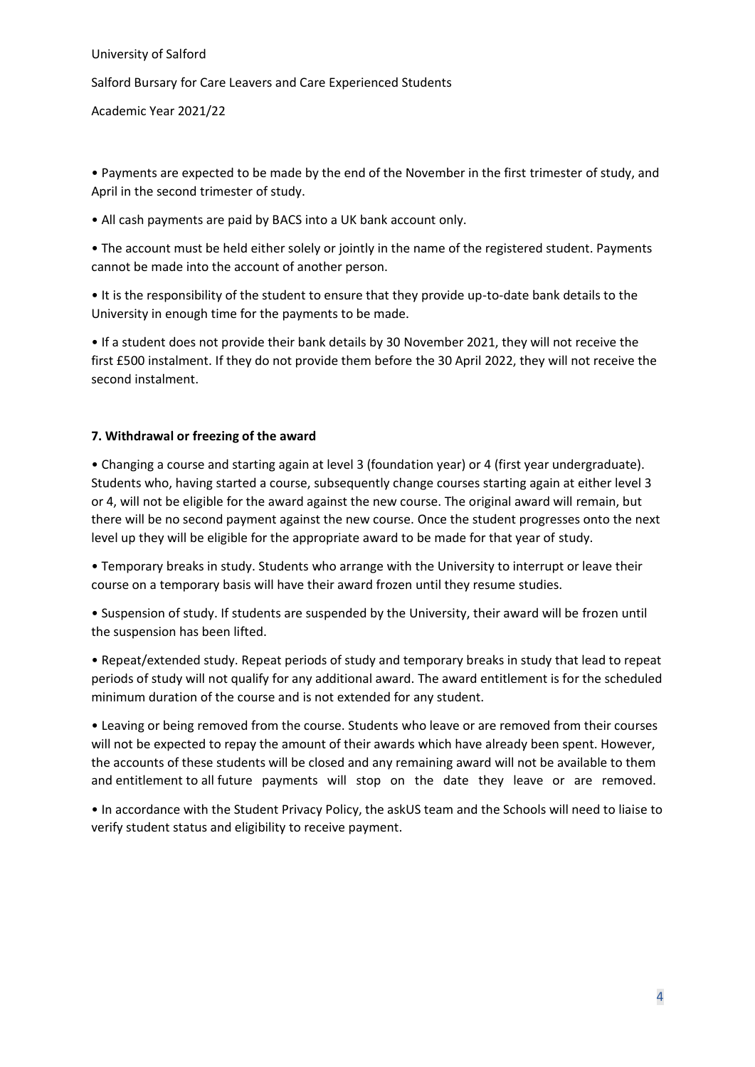- Payments are expected to be made by the end of the November in the first trimester of study, and April in the second trimester of study.
- All cash payments are paid by BACS into a UK bank account only.
- The account must be held either solely or jointly in the name of the registered student. Payments cannot be made into the account of another person.
- It is the responsibility of the student to ensure that they provide up-to-date bank details to the University in enough time for the payments to be made.
- If a student does not provide their bank details by 30 November 2021, they will not receive the first £500 instalment. If they do not provide them before the 30 April 2022, they will not receive the second instalment.

**7. Withdrawal or freezing of the award**

- Changing a course and starting again at level 3 (foundation year) or 4 (first year undergraduate). Students who, having started a course, subsequently change courses starting again at either level 3 or 4, will not be eligible for the award against the new course. The original award will remain, but there will be no second payment against the new course. Once the student progresses onto the next level up they will be eligible for the appropriate award to be made for that year of study.
- Temporary breaks in study. Students who arrange with the University to interrupt or leave their course on a temporary basis will have their award frozen until they resume studies.
- Suspension of study. If students are suspended by the University, their award will be frozen until the suspension has been lifted.
- Repeat/extended study. Repeat periods of study and temporary breaks in study that lead to repeat periods of study will not qualify for any additional award. The award entitlement is for the scheduled minimum duration of the course and is not extended for any student.
- Leaving or being removed from the course. Students who leave or are removed from their courses will not be expected to repay the amount of their awards which have already been spent. However, the accounts of these students will be closed and any remaining award will not be available to them and entitlement to all future payments will stop on the date they leave or are removed.
- In accordance with the Student Privacy Policy, the askUS team and the Schools will need to liaise to verify student status and eligibility to receive payment.